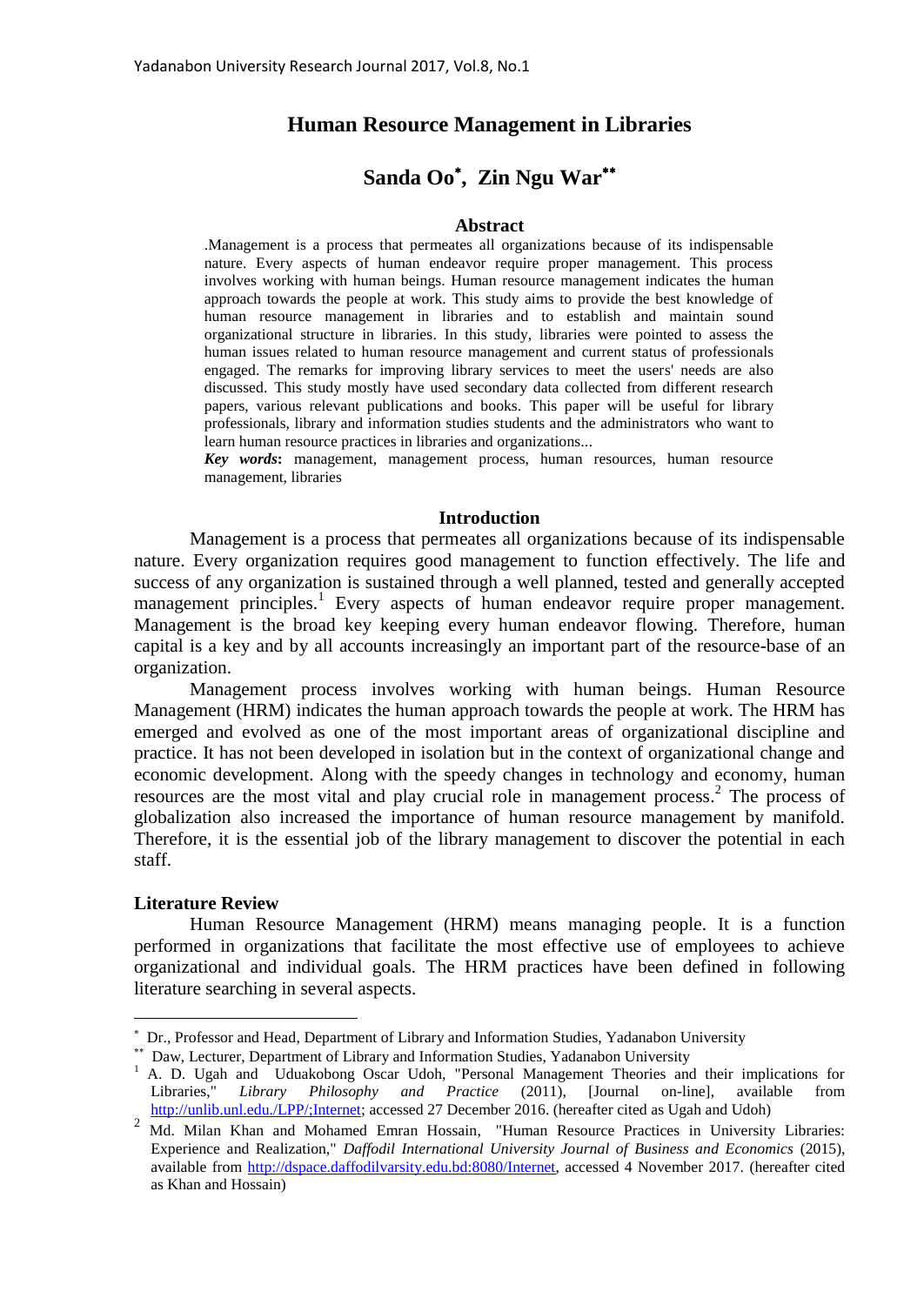# Human Resource Management in Libraries

## Sanda Oo[*], Zin Ngu War[**]

### Abstract

.Management is a process that permeates all organizations because of its indispensable nature. Every aspects of human endeavor require proper management. This process involves working with human beings. Human resource management indicates the human approach towards the people at work. This study aims to provide the best knowledge of human resource management in libraries and to establish and maintain sound organizational structure in libraries. In this study, libraries were pointed to assess the human issues related to human resource management and current status of professionals engaged. The remarks for improving library services to meet the users' needs are also discussed. This study mostly have used secondary data collected from different research papers, various relevant publications and books. This paper will be useful for library professionals, library and information studies students and the administrators who want to learn human resource practices in libraries and organizations...

***Key words*:** management, management process, human resources, human resource management, libraries

### Introduction

Management is a process that permeates all organizations because of its indispensable nature. Every organization requires good management to function effectively. The life and success of any organization is sustained through a well planned, tested and generally accepted management principles.[1] Every aspects of human endeavor require proper management. Management is the broad key keeping every human endeavor flowing. Therefore, human capital is a key and by all accounts increasingly an important part of the resource-base of an organization.

Management process involves working with human beings. Human Resource Management (HRM) indicates the human approach towards the people at work. The HRM has emerged and evolved as one of the most important areas of organizational discipline and practice. It has not been developed in isolation but in the context of organizational change and economic development. Along with the speedy changes in technology and economy, human resources are the most vital and play crucial role in management process.[2] The process of globalization also increased the importance of human resource management by manifold. Therefore, it is the essential job of the library management to discover the potential in each staff.

### Literature Review

Human Resource Management (HRM) means managing people. It is a function performed in organizations that facilitate the most effective use of employees to achieve organizational and individual goals. The HRM practices have been defined in following literature searching in several aspects.

---

[*] Dr., Professor and Head, Department of Library and Information Studies, Yadanabon University

[**] Daw, Lecturer, Department of Library and Information Studies, Yadanabon University

[1] A. D. Ugah and Uduakobong Oscar Udoh, "Personal Management Theories and their implications for Libraries," *Library Philosophy and Practice* (2011), [Journal on-line], available from http://unlib.unl.edu./LPP/;Internet; accessed 27 December 2016. (hereafter cited as Ugah and Udoh)

[2] Md. Milan Khan and Mohamed Emran Hossain, "Human Resource Practices in University Libraries: Experience and Realization," *Daffodil International University Journal of Business and Economics* (2015), available from http://dspace.daffodilvarsity.edu.bd:8080/Internet, accessed 4 November 2017. (hereafter cited as Khan and Hossain)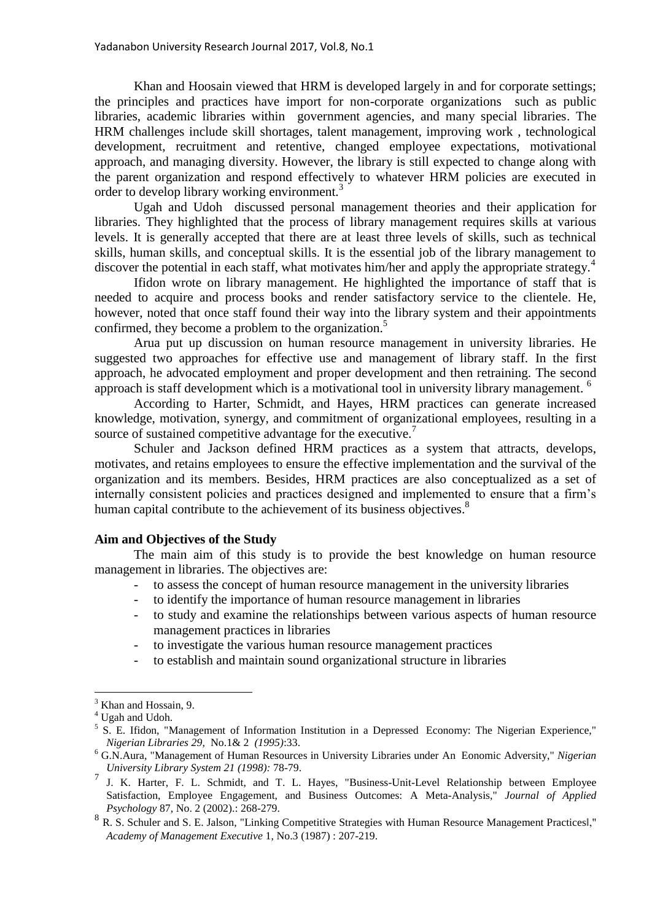Khan and Hoosain viewed that HRM is developed largely in and for corporate settings; the principles and practices have import for non-corporate organizations such as public libraries, academic libraries within government agencies, and many special libraries. The HRM challenges include skill shortages, talent management, improving work , technological development, recruitment and retentive, changed employee expectations, motivational approach, and managing diversity. However, the library is still expected to change along with the parent organization and respond effectively to whatever HRM policies are executed in order to develop library working environment.[3]

Ugah and Udoh discussed personal management theories and their application for libraries. They highlighted that the process of library management requires skills at various levels. It is generally accepted that there are at least three levels of skills, such as technical skills, human skills, and conceptual skills. It is the essential job of the library management to discover the potential in each staff, what motivates him/her and apply the appropriate strategy.[4]

Ifidon wrote on library management. He highlighted the importance of staff that is needed to acquire and process books and render satisfactory service to the clientele. He, however, noted that once staff found their way into the library system and their appointments confirmed, they become a problem to the organization.[5]

Arua put up discussion on human resource management in university libraries. He suggested two approaches for effective use and management of library staff. In the first approach, he advocated employment and proper development and then retraining. The second approach is staff development which is a motivational tool in university library management. [6]

According to Harter, Schmidt, and Hayes, HRM practices can generate increased knowledge, motivation, synergy, and commitment of organizational employees, resulting in a source of sustained competitive advantage for the executive.[7]

Schuler and Jackson defined HRM practices as a system that attracts, develops, motivates, and retains employees to ensure the effective implementation and the survival of the organization and its members. Besides, HRM practices are also conceptualized as a set of internally consistent policies and practices designed and implemented to ensure that a firm's human capital contribute to the achievement of its business objectives.[8]

**Aim and Objectives of the Study**

The main aim of this study is to provide the best knowledge on human resource management in libraries. The objectives are:

- to assess the concept of human resource management in the university libraries
- to identify the importance of human resource management in libraries
- to study and examine the relationships between various aspects of human resource management practices in libraries
- to investigate the various human resource management practices
- to establish and maintain sound organizational structure in libraries

---

[3] Khan and Hossain, 9.

[4] Ugah and Udoh.

[5] S. E. Ifidon, "Management of Information Institution in a Depressed Economy: The Nigerian Experience," *Nigerian Libraries 29*, No.1& 2 *(1995)*:33.

[6] G.N.Aura, "Management of Human Resources in University Libraries under An Eonomic Adversity," *Nigerian University Library System 21 (1998):* 78-79.

[7] J. K. Harter, F. L. Schmidt, and T. L. Hayes, "Business-Unit-Level Relationship between Employee Satisfaction, Employee Engagement, and Business Outcomes: A Meta-Analysis," *Journal of Applied Psychology* 87, No. 2 (2002).: 268-279.

[8] R. S. Schuler and S. E. Jalson, "Linking Competitive Strategies with Human Resource Management Practices‖," *Academy of Management Executive* 1, No.3 (1987) : 207-219.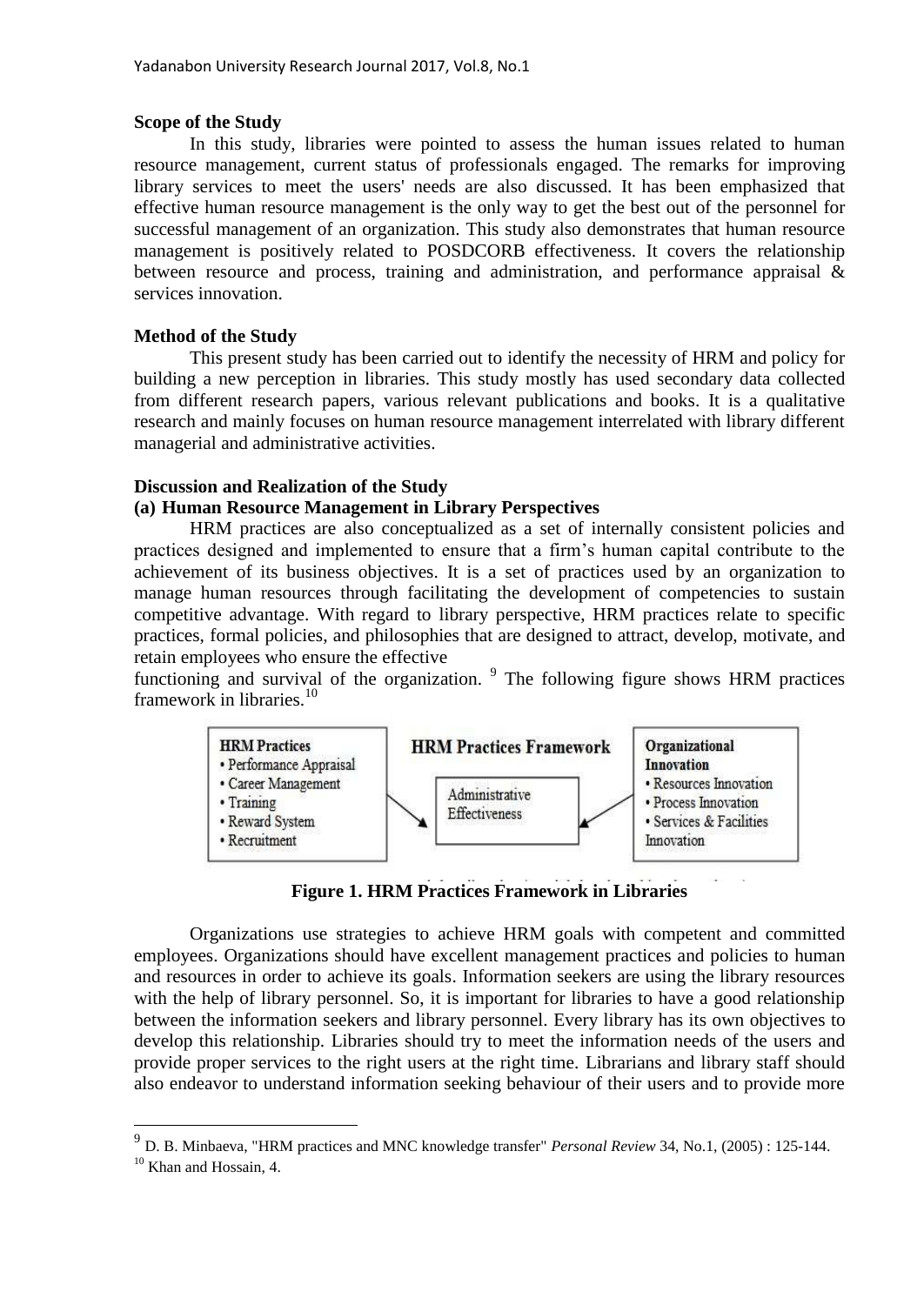**Scope of the Study**

In this study, libraries were pointed to assess the human issues related to human resource management, current status of professionals engaged. The remarks for improving library services to meet the users' needs are also discussed. It has been emphasized that effective human resource management is the only way to get the best out of the personnel for successful management of an organization. This study also demonstrates that human resource management is positively related to POSDCORB effectiveness. It covers the relationship between resource and process, training and administration, and performance appraisal & services innovation.

**Method of the Study**

This present study has been carried out to identify the necessity of HRM and policy for building a new perception in libraries. This study mostly has used secondary data collected from different research papers, various relevant publications and books. It is a qualitative research and mainly focuses on human resource management interrelated with library different managerial and administrative activities.

**Discussion and Realization of the Study**

**(a) Human Resource Management in Library Perspectives**

HRM practices are also conceptualized as a set of internally consistent policies and practices designed and implemented to ensure that a firm's human capital contribute to the achievement of its business objectives. It is a set of practices used by an organization to manage human resources through facilitating the development of competencies to sustain competitive advantage. With regard to library perspective, HRM practices relate to specific practices, formal policies, and philosophies that are designed to attract, develop, motivate, and retain employees who ensure the effective functioning and survival of the organization. [9] The following figure shows HRM practices framework in libraries.[10]

**HRM Practices Framework**

**HRM Practices**
- Performance Appraisal
- Career Management
- Training
- Reward System
- Recruitment

→ Administrative Effectiveness ←

**Organizational Innovation**
- Resources Innovation
- Process Innovation
- Services & Facilities Innovation

**Figure 1. HRM Practices Framework in Libraries**

Organizations use strategies to achieve HRM goals with competent and committed employees. Organizations should have excellent management practices and policies to human and resources in order to achieve its goals. Information seekers are using the library resources with the help of library personnel. So, it is important for libraries to have a good relationship between the information seekers and library personnel. Every library has its own objectives to develop this relationship. Libraries should try to meet the information needs of the users and provide proper services to the right users at the right time. Librarians and library staff should also endeavor to understand information seeking behaviour of their users and to provide more

---

[9] D. B. Minbaeva, "HRM practices and MNC knowledge transfer" *Personal Review* 34, No.1, (2005) : 125-144.

[10] Khan and Hossain, 4.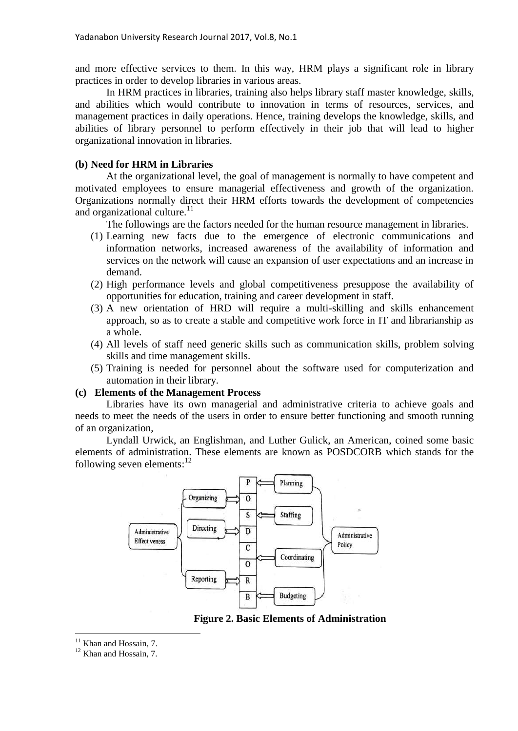and more effective services to them. In this way, HRM plays a significant role in library practices in order to develop libraries in various areas.

In HRM practices in libraries, training also helps library staff master knowledge, skills, and abilities which would contribute to innovation in terms of resources, services, and management practices in daily operations. Hence, training develops the knowledge, skills, and abilities of library personnel to perform effectively in their job that will lead to higher organizational innovation in libraries.

**(b) Need for HRM in Libraries**

At the organizational level, the goal of management is normally to have competent and motivated employees to ensure managerial effectiveness and growth of the organization. Organizations normally direct their HRM efforts towards the development of competencies and organizational culture.[11]

The followings are the factors needed for the human resource management in libraries.

1. Learning new facts due to the emergence of electronic communications and information networks, increased awareness of the availability of information and services on the network will cause an expansion of user expectations and an increase in demand.
2. High performance levels and global competitiveness presuppose the availability of opportunities for education, training and career development in staff.
3. A new orientation of HRD will require a multi-skilling and skills enhancement approach, so as to create a stable and competitive work force in IT and librarianship as a whole.
4. All levels of staff need generic skills such as communication skills, problem solving skills and time management skills.
5. Training is needed for personnel about the software used for computerization and automation in their library.

**(c) Elements of the Management Process**

Libraries have its own managerial and administrative criteria to achieve goals and needs to meet the needs of the users in order to ensure better functioning and smooth running of an organization,

Lyndall Urwick, an Englishman, and Luther Gulick, an American, coined some basic elements of administration. These elements are known as POSDCORB which stands for the following seven elements:[12]

**Figure 2. Basic Elements of Administration**

[11] Khan and Hossain, 7.

[12] Khan and Hossain, 7.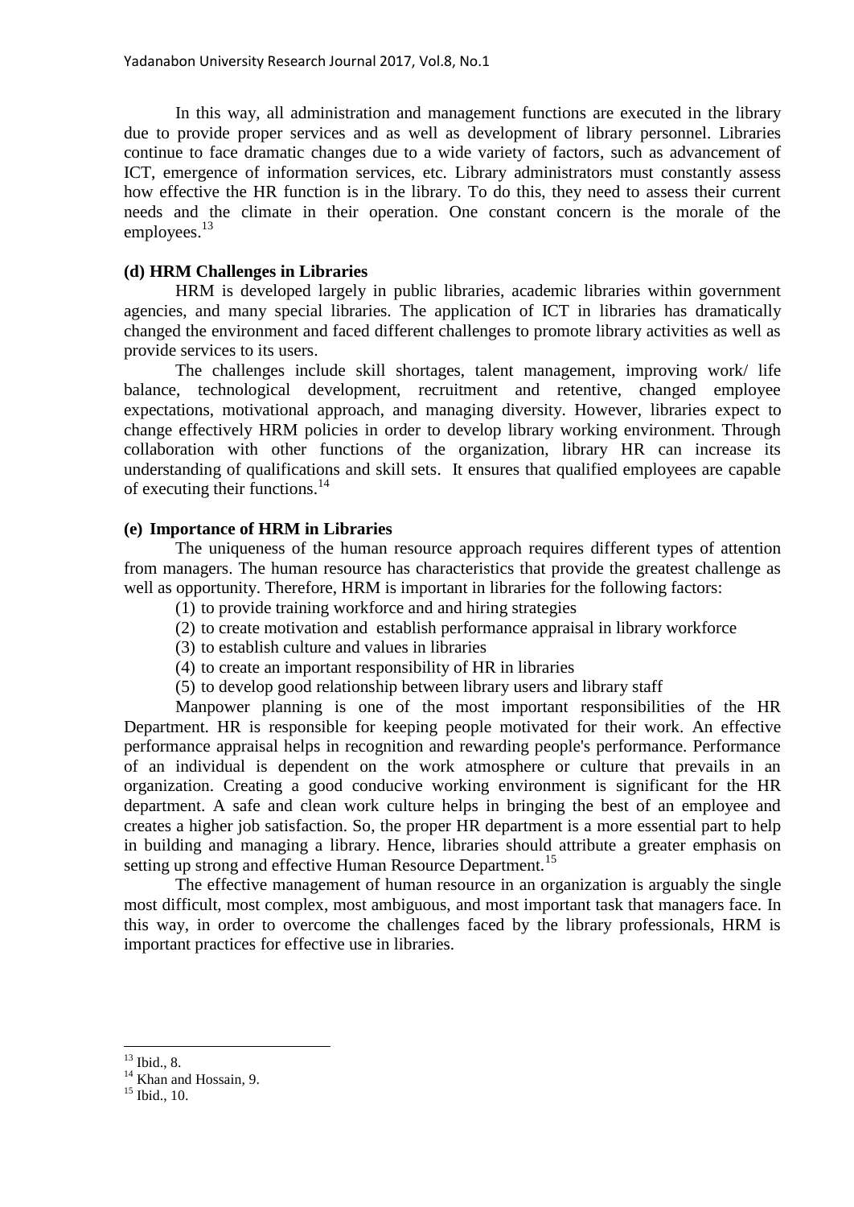In this way, all administration and management functions are executed in the library due to provide proper services and as well as development of library personnel. Libraries continue to face dramatic changes due to a wide variety of factors, such as advancement of ICT, emergence of information services, etc. Library administrators must constantly assess how effective the HR function is in the library. To do this, they need to assess their current needs and the climate in their operation. One constant concern is the morale of the employees.[13]

**(d) HRM Challenges in Libraries**

HRM is developed largely in public libraries, academic libraries within government agencies, and many special libraries. The application of ICT in libraries has dramatically changed the environment and faced different challenges to promote library activities as well as provide services to its users.

The challenges include skill shortages, talent management, improving work/ life balance, technological development, recruitment and retentive, changed employee expectations, motivational approach, and managing diversity. However, libraries expect to change effectively HRM policies in order to develop library working environment. Through collaboration with other functions of the organization, library HR can increase its understanding of qualifications and skill sets. It ensures that qualified employees are capable of executing their functions.[14]

**(e) Importance of HRM in Libraries**

The uniqueness of the human resource approach requires different types of attention from managers. The human resource has characteristics that provide the greatest challenge as well as opportunity. Therefore, HRM is important in libraries for the following factors:

(1) to provide training workforce and and hiring strategies
(2) to create motivation and establish performance appraisal in library workforce
(3) to establish culture and values in libraries
(4) to create an important responsibility of HR in libraries
(5) to develop good relationship between library users and library staff

Manpower planning is one of the most important responsibilities of the HR Department. HR is responsible for keeping people motivated for their work. An effective performance appraisal helps in recognition and rewarding people's performance. Performance of an individual is dependent on the work atmosphere or culture that prevails in an organization. Creating a good conducive working environment is significant for the HR department. A safe and clean work culture helps in bringing the best of an employee and creates a higher job satisfaction. So, the proper HR department is a more essential part to help in building and managing a library. Hence, libraries should attribute a greater emphasis on setting up strong and effective Human Resource Department.[15]

The effective management of human resource in an organization is arguably the single most difficult, most complex, most ambiguous, and most important task that managers face. In this way, in order to overcome the challenges faced by the library professionals, HRM is important practices for effective use in libraries.

---

[13] Ibid., 8.
[14] Khan and Hossain, 9.
[15] Ibid., 10.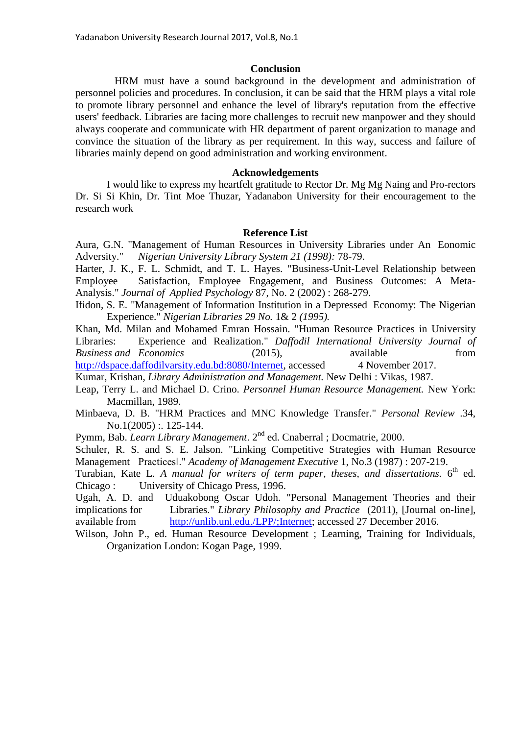## Conclusion

HRM must have a sound background in the development and administration of personnel policies and procedures. In conclusion, it can be said that the HRM plays a vital role to promote library personnel and enhance the level of library's reputation from the effective users' feedback. Libraries are facing more challenges to recruit new manpower and they should always cooperate and communicate with HR department of parent organization to manage and convince the situation of the library as per requirement. In this way, success and failure of libraries mainly depend on good administration and working environment.

## Acknowledgements

I would like to express my heartfelt gratitude to Rector Dr. Mg Mg Naing and Pro-rectors Dr. Si Si Khin, Dr. Tint Moe Thuzar, Yadanabon University for their encouragement to the research work

## Reference List

Aura, G.N. "Management of Human Resources in University Libraries under An Eonomic Adversity." *Nigerian University Library System 21 (1998):* 78-79.

Harter, J. K., F. L. Schmidt, and T. L. Hayes. "Business-Unit-Level Relationship between Employee Satisfaction, Employee Engagement, and Business Outcomes: A Meta-Analysis." *Journal of Applied Psychology* 87, No. 2 (2002) : 268-279.

Ifidon, S. E. "Management of Information Institution in a Depressed Economy: The Nigerian Experience." *Nigerian Libraries 29 No.* 1& 2 *(1995).*

Khan, Md. Milan and Mohamed Emran Hossain. "Human Resource Practices in University Libraries: Experience and Realization." *Daffodil International University Journal of Business and Economics* (2015), available from http://dspace.daffodilvarsity.edu.bd:8080/Internet, accessed 4 November 2017.

Kumar, Krishan, *Library Administration and Management.* New Delhi : Vikas, 1987.

Leap, Terry L. and Michael D. Crino. *Personnel Human Resource Management.* New York: Macmillan, 1989.

Minbaeva, D. B. "HRM Practices and MNC Knowledge Transfer." *Personal Review* .34, No.1(2005) :. 125-144.

Pymm, Bab. *Learn Library Management*. 2nd ed. Cnaberral ; Docmatrie, 2000.

Schuler, R. S. and S. E. Jalson. "Linking Competitive Strategies with Human Resource Management Practices‖." *Academy of Management Executive* 1, No.3 (1987) : 207-219.

Turabian, Kate L. *A manual for writers of term paper, theses, and dissertations.* 6th ed. Chicago : University of Chicago Press, 1996.

Ugah, A. D. and Uduakobong Oscar Udoh. "Personal Management Theories and their implications for Libraries." *Library Philosophy and Practice* (2011), [Journal on-line], available from http://unlib.unl.edu./LPP/;Internet; accessed 27 December 2016.

Wilson, John P., ed. Human Resource Development ; Learning, Training for Individuals, Organization London: Kogan Page, 1999.